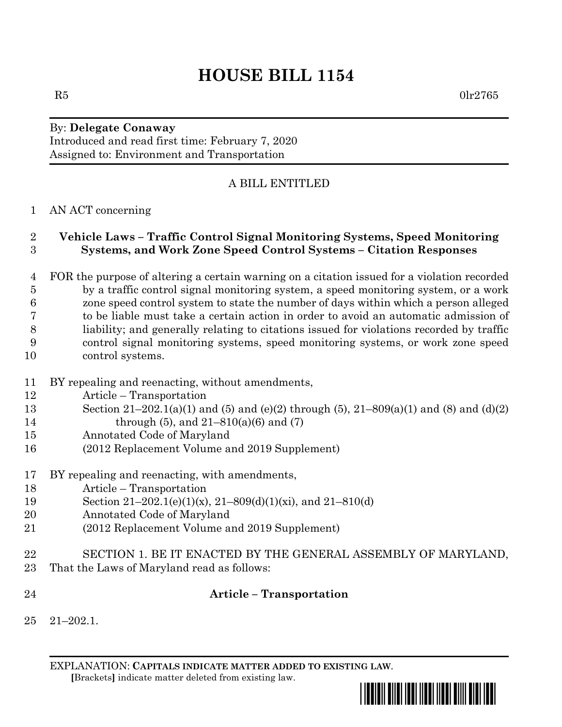# HOUSE BILL 1154

R5 0lr2765

By: **Delegate Conaway**
Introduced and read first time: February 7, 2020
Assigned to: Environment and Transportation

A BILL ENTITLED

AN ACT concerning

**Vehicle Laws – Traffic Control Signal Monitoring Systems, Speed Monitoring Systems, and Work Zone Speed Control Systems – Citation Responses**

FOR the purpose of altering a certain warning on a citation issued for a violation recorded by a traffic control signal monitoring system, a speed monitoring system, or a work zone speed control system to state the number of days within which a person alleged to be liable must take a certain action in order to avoid an automatic admission of liability; and generally relating to citations issued for violations recorded by traffic control signal monitoring systems, speed monitoring systems, or work zone speed control systems.

BY repealing and reenacting, without amendments,
Article – Transportation
Section 21–202.1(a)(1) and (5) and (e)(2) through (5), 21–809(a)(1) and (8) and (d)(2) through (5), and 21–810(a)(6) and (7)
Annotated Code of Maryland
(2012 Replacement Volume and 2019 Supplement)

BY repealing and reenacting, with amendments,
Article – Transportation
Section 21–202.1(e)(1)(x), 21–809(d)(1)(xi), and 21–810(d)
Annotated Code of Maryland
(2012 Replacement Volume and 2019 Supplement)

SECTION 1. BE IT ENACTED BY THE GENERAL ASSEMBLY OF MARYLAND, That the Laws of Maryland read as follows:

**Article – Transportation**

21–202.1.

EXPLANATION: **CAPITALS INDICATE MATTER ADDED TO EXISTING LAW.**
**[**Brackets**]** indicate matter deleted from existing law.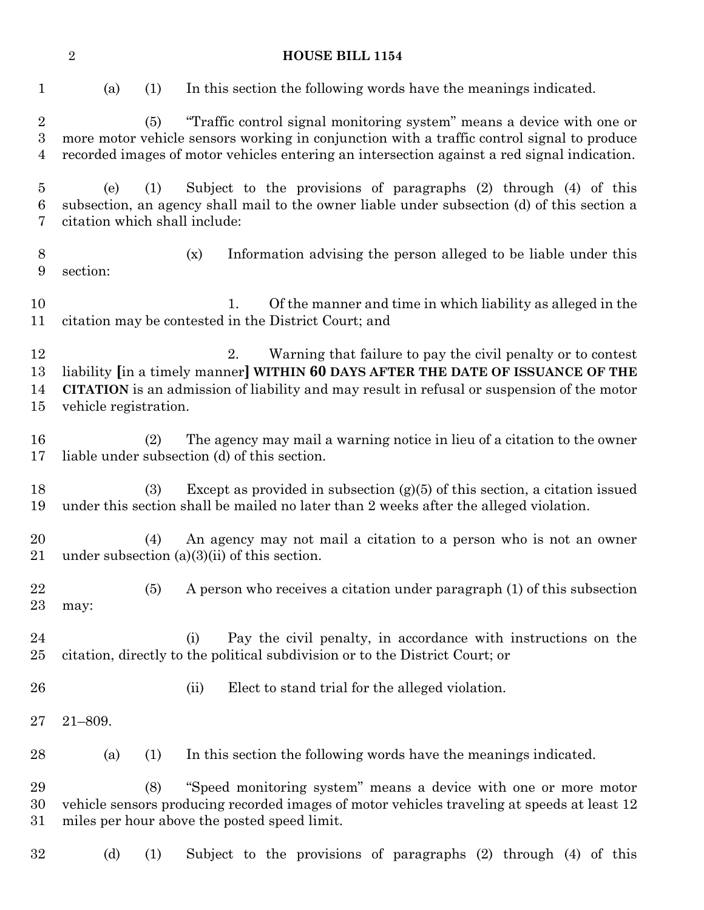(a) (1) In this section the following words have the meanings indicated.

(5) "Traffic control signal monitoring system" means a device with one or more motor vehicle sensors working in conjunction with a traffic control signal to produce recorded images of motor vehicles entering an intersection against a red signal indication.

(e) (1) Subject to the provisions of paragraphs (2) through (4) of this subsection, an agency shall mail to the owner liable under subsection (d) of this section a citation which shall include:

(x) Information advising the person alleged to be liable under this section:

1. Of the manner and time in which liability as alleged in the citation may be contested in the District Court; and

2. Warning that failure to pay the civil penalty or to contest liability **[**in a timely manner**]** **WITHIN 60 DAYS AFTER THE DATE OF ISSUANCE OF THE CITATION** is an admission of liability and may result in refusal or suspension of the motor vehicle registration.

(2) The agency may mail a warning notice in lieu of a citation to the owner liable under subsection (d) of this section.

(3) Except as provided in subsection (g)(5) of this section, a citation issued under this section shall be mailed no later than 2 weeks after the alleged violation.

(4) An agency may not mail a citation to a person who is not an owner under subsection (a)(3)(ii) of this section.

(5) A person who receives a citation under paragraph (1) of this subsection may:

(i) Pay the civil penalty, in accordance with instructions on the citation, directly to the political subdivision or to the District Court; or

(ii) Elect to stand trial for the alleged violation.

21–809.

(a) (1) In this section the following words have the meanings indicated.

(8) "Speed monitoring system" means a device with one or more motor vehicle sensors producing recorded images of motor vehicles traveling at speeds at least 12 miles per hour above the posted speed limit.

(d) (1) Subject to the provisions of paragraphs (2) through (4) of this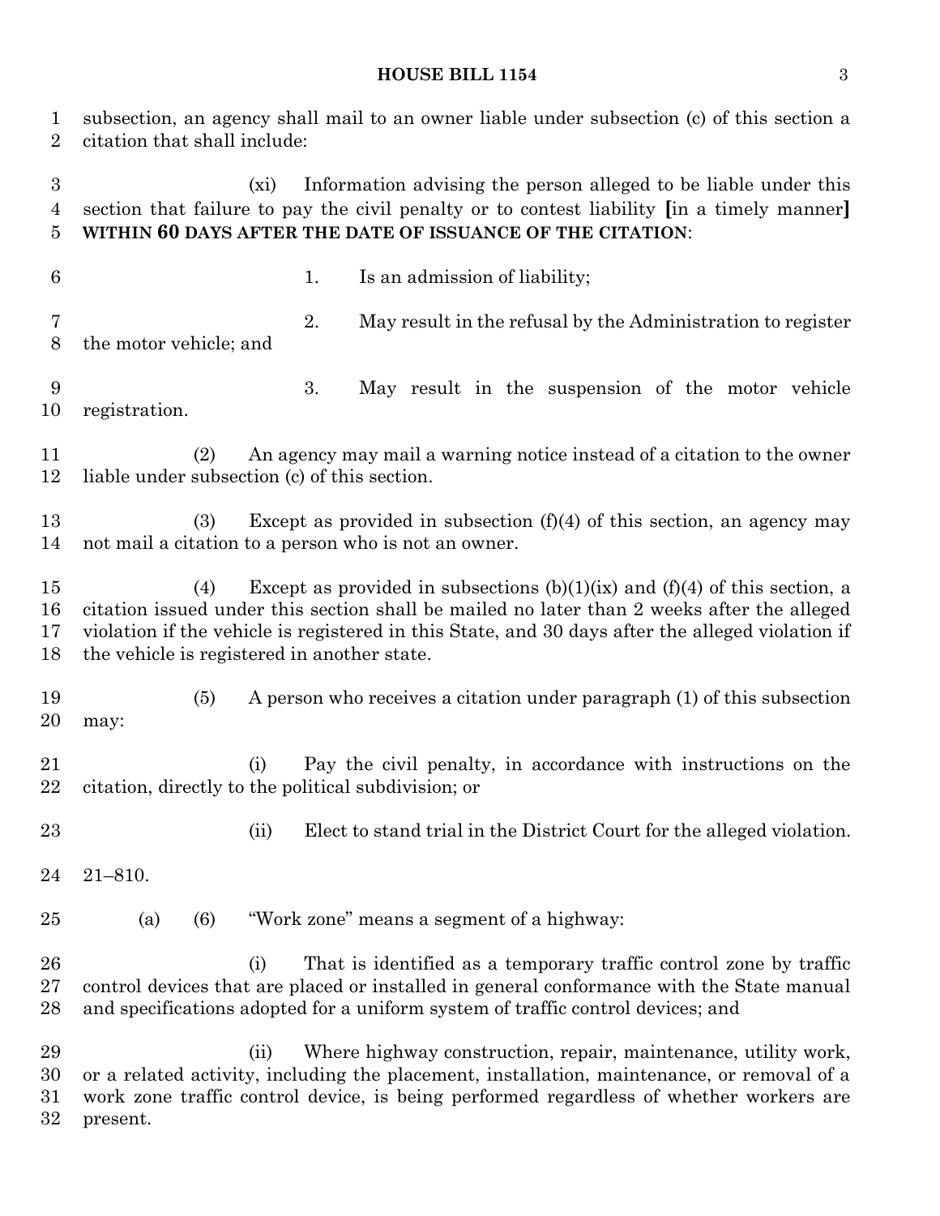subsection, an agency shall mail to an owner liable under subsection (c) of this section a citation that shall include:

(xi) Information advising the person alleged to be liable under this section that failure to pay the civil penalty or to contest liability [in a timely manner] **WITHIN 60 DAYS AFTER THE DATE OF ISSUANCE OF THE CITATION**:

1. Is an admission of liability;

2. May result in the refusal by the Administration to register the motor vehicle; and

3. May result in the suspension of the motor vehicle registration.

(2) An agency may mail a warning notice instead of a citation to the owner liable under subsection (c) of this section.

(3) Except as provided in subsection (f)(4) of this section, an agency may not mail a citation to a person who is not an owner.

(4) Except as provided in subsections (b)(1)(ix) and (f)(4) of this section, a citation issued under this section shall be mailed no later than 2 weeks after the alleged violation if the vehicle is registered in this State, and 30 days after the alleged violation if the vehicle is registered in another state.

(5) A person who receives a citation under paragraph (1) of this subsection may:

(i) Pay the civil penalty, in accordance with instructions on the citation, directly to the political subdivision; or

(ii) Elect to stand trial in the District Court for the alleged violation.

21–810.

(a) (6) "Work zone" means a segment of a highway:

(i) That is identified as a temporary traffic control zone by traffic control devices that are placed or installed in general conformance with the State manual and specifications adopted for a uniform system of traffic control devices; and

(ii) Where highway construction, repair, maintenance, utility work, or a related activity, including the placement, installation, maintenance, or removal of a work zone traffic control device, is being performed regardless of whether workers are present.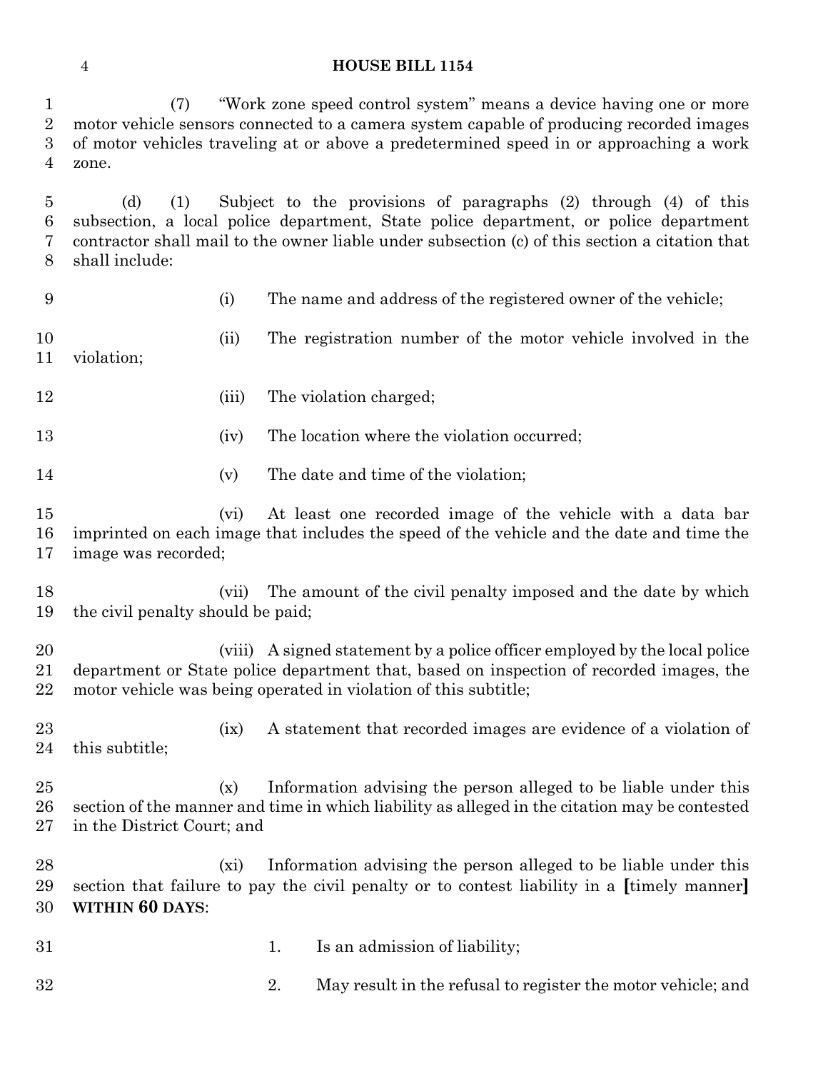(7) "Work zone speed control system" means a device having one or more motor vehicle sensors connected to a camera system capable of producing recorded images of motor vehicles traveling at or above a predetermined speed in or approaching a work zone.

(d) (1) Subject to the provisions of paragraphs (2) through (4) of this subsection, a local police department, State police department, or police department contractor shall mail to the owner liable under subsection (c) of this section a citation that shall include:

(i) The name and address of the registered owner of the vehicle;

(ii) The registration number of the motor vehicle involved in the violation;

(iii) The violation charged;

(iv) The location where the violation occurred;

(v) The date and time of the violation;

(vi) At least one recorded image of the vehicle with a data bar imprinted on each image that includes the speed of the vehicle and the date and time the image was recorded;

(vii) The amount of the civil penalty imposed and the date by which the civil penalty should be paid;

(viii) A signed statement by a police officer employed by the local police department or State police department that, based on inspection of recorded images, the motor vehicle was being operated in violation of this subtitle;

(ix) A statement that recorded images are evidence of a violation of this subtitle;

(x) Information advising the person alleged to be liable under this section of the manner and time in which liability as alleged in the citation may be contested in the District Court; and

(xi) Information advising the person alleged to be liable under this section that failure to pay the civil penalty or to contest liability in a **[**timely manner**]** **WITHIN 60 DAYS**:

1. Is an admission of liability;

2. May result in the refusal to register the motor vehicle; and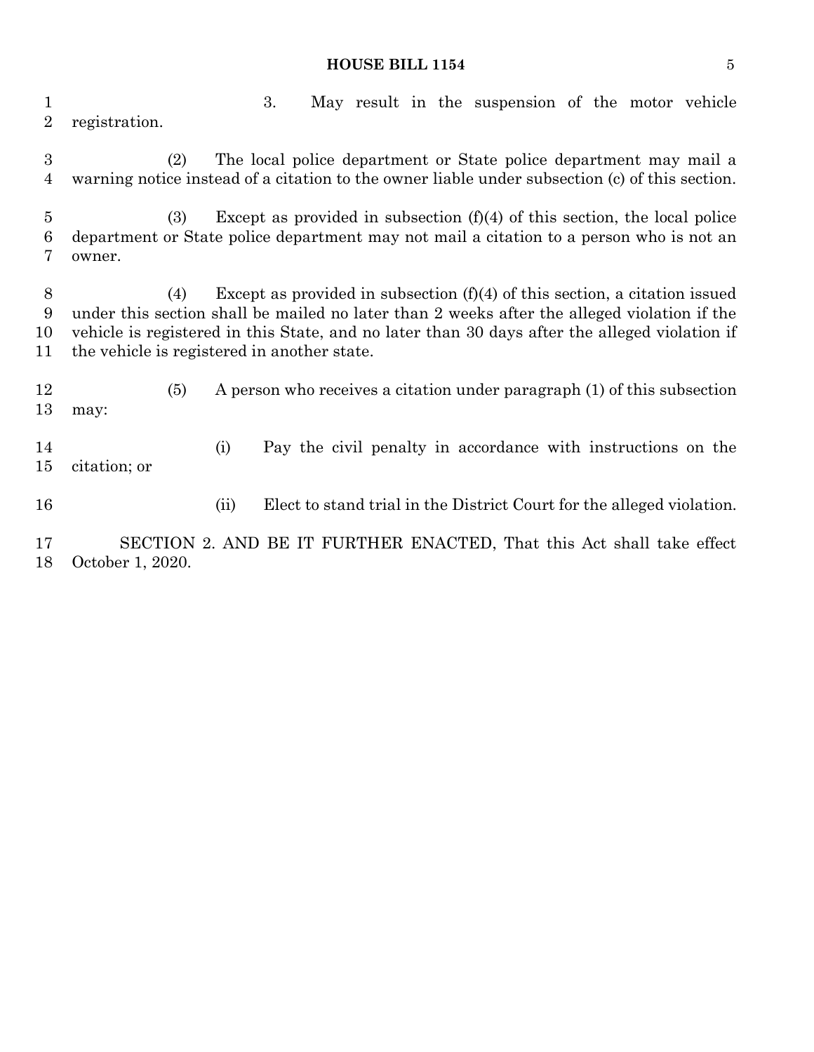3. May result in the suspension of the motor vehicle registration.

(2) The local police department or State police department may mail a warning notice instead of a citation to the owner liable under subsection (c) of this section.

(3) Except as provided in subsection (f)(4) of this section, the local police department or State police department may not mail a citation to a person who is not an owner.

(4) Except as provided in subsection (f)(4) of this section, a citation issued under this section shall be mailed no later than 2 weeks after the alleged violation if the vehicle is registered in this State, and no later than 30 days after the alleged violation if the vehicle is registered in another state.

(5) A person who receives a citation under paragraph (1) of this subsection may:

(i) Pay the civil penalty in accordance with instructions on the citation; or

(ii) Elect to stand trial in the District Court for the alleged violation.

SECTION 2. AND BE IT FURTHER ENACTED, That this Act shall take effect October 1, 2020.